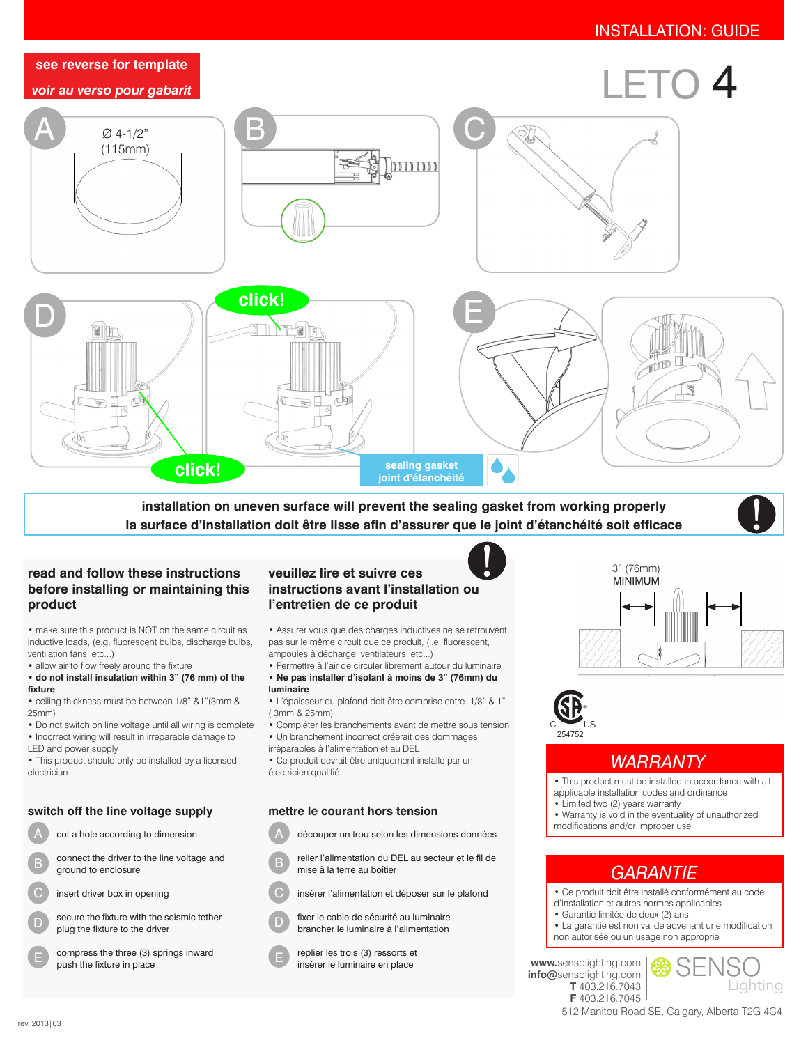INSTALLATION: GUIDE

**see reverse for template**

***voir au verso pour gabarit***

# LETO 4

A

Ø 4-1/2"
(115mm)

B

C

D

click!

click!

sealing gasket
joint d'étanchéité

E

**installation on uneven surface will prevent the sealing gasket from working properly**
**la surface d'installation doit être lisse afin d'assurer que le joint d'étanchéité soit efficace**

## read and follow these instructions before installing or maintaining this product

- make sure this product is NOT on the same circuit as inductive loads, (e.g. fluorescent bulbs, discharge bulbs, ventilation fans, etc...)
- allow air to flow freely around the fixture
- **do not install insulation within 3" (76 mm) of the fixture**
- ceiling thickness must be between 1/8" &1"(3mm & 25mm)
- Do not switch on line voltage until all wiring is complete
- Incorrect wiring will result in irreparable damage to LED and power supply
- This product should only be installed by a licensed electrician

## switch off the line voltage supply

- A cut a hole according to dimension
- B connect the driver to the line voltage and ground to enclosure
- C insert driver box in opening
- D secure the fixture with the seismic tether
  plug the fixture to the driver
- E compress the three (3) springs inward
  push the fixture in place

## veuillez lire et suivre ces instructions avant l'installation ou l'entretien de ce produit

- Assurer vous que des charges inductives ne se retrouvent pas sur le même circuit que ce produit, (i.e. fluorescent, ampoules à décharge, ventilateurs, etc...)
- Permettre à l'air de circuler librement autour du luminaire
- **Ne pas installer d'isolant à moins de 3" (76mm) du luminaire**
- L'épaisseur du plafond doit être comprise entre 1/8" & 1" ( 3mm & 25mm)
- Compléter les branchements avant de mettre sous tension
- Un branchement incorrect créerait des dommages irréparables à l'alimentation et au DEL
- Ce produit devrait être uniquement installé par un électricien qualifié

## mettre le courant hors tension

- A découper un trou selon les dimensions données
- B relier l'alimentation du DEL au secteur et le fil de mise à la terre au boîtier
- C insérer l'alimentation et déposer sur le plafond
- D fixer le cable de sécurité au luminaire
  brancher le luminaire à l'alimentation
- E replier les trois (3) ressorts et insérer le luminaire en place

3" (76mm)
MINIMUM

C US
254752

## *WARRANTY*

- This product must be installed in accordance with all applicable installation codes and ordinance
- Limited two (2) years warranty
- Warranty is void in the eventuality of unauthorized modifications and/or improper use

## *GARANTIE*

- Ce produit doit être installé conformément au code d'installation et autres normes applicables
- Garantie limitée de deux (2) ans
- La garantie est non valide advenant une modification non autorisée ou un usage non approprié

**www.**sensolighting.com
**info@**sensolighting.com
**T** 403.216.7043
**F** 403.216.7045
512 Manitou Road SE, Calgary, Alberta T2G 4C4

SENSO Lighting

rev. 2013|03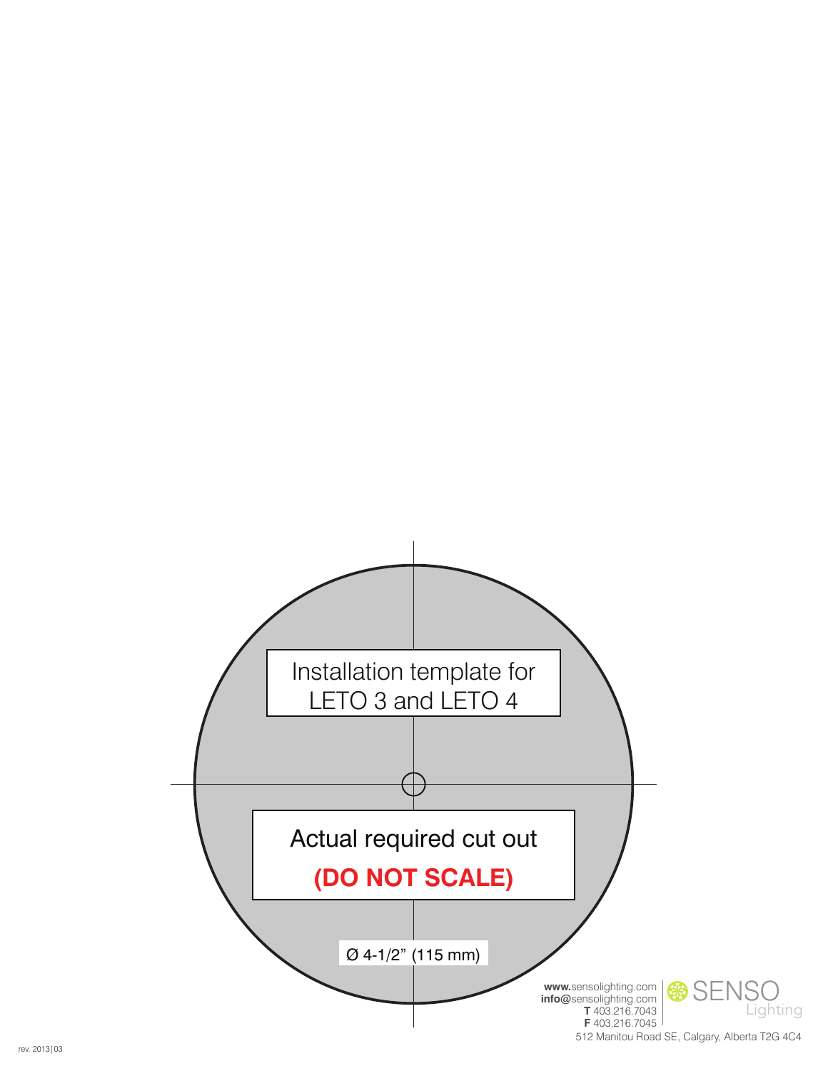Installation template for LETO 3 and LETO 4

Actual required cut out

**(DO NOT SCALE)**

Ø 4-1/2" (115 mm)

**www.**sensolighting.com
**info@**sensolighting.com
**T** 403.216.7043
**F** 403.216.7045

SENSO Lighting

512 Manitou Road SE, Calgary, Alberta T2G 4C4

rev. 2013|03